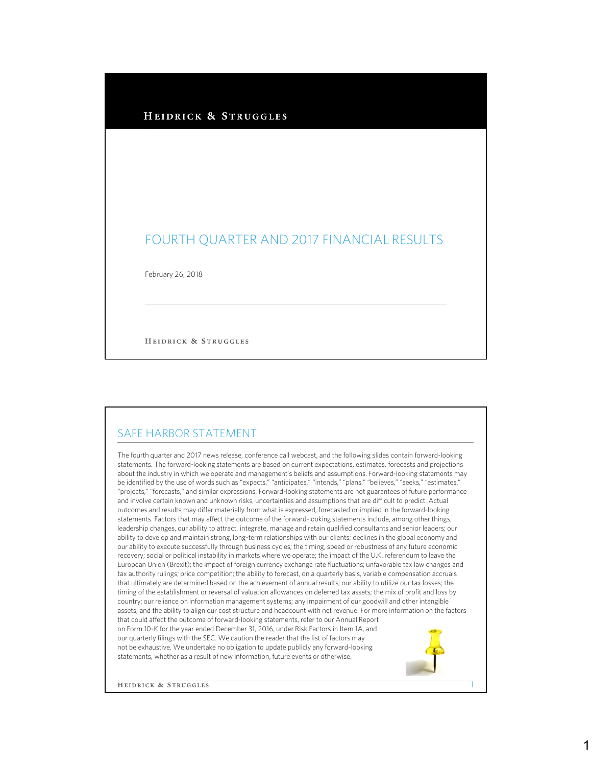HEIDRICK & STRUGGLES

# FOURTH QUARTER AND 2017 FINANCIAL RESULTS

February 26, 2018

HEIDRICK & STRUGGLES

## SAFE HARBOR STATEMENT

The fourth quarter and 2017 news release, conference call webcast, and the following slides contain forward-looking statements. The forward-looking statements are based on current expectations, estimates, forecasts and projections about the industry in which we operate and management's beliefs and assumptions. Forward-looking statements may be identified by the use of words such as "expects," "anticipates," "intends," "plans," "believes," "seeks," "estimates," "projects," "forecasts," and similar expressions. Forward-looking statements are not guarantees of future performance and involve certain known and unknown risks, uncertainties and assumptions that are difficult to predict. Actual outcomes and results may differ materially from what is expressed, forecasted or implied in the forward-looking statements. Factors that may affect the outcome of the forward-looking statements include, among other things, leadership changes, our ability to attract, integrate, manage and retain qualified consultants and senior leaders; our ability to develop and maintain strong, long-term relationships with our clients; declines in the global economy and our ability to execute successfully through business cycles; the timing, speed or robustness of any future economic recovery; social or political instability in markets where we operate; the impact of the U.K. referendum to leave the European Union (Brexit); the impact of foreign currency exchange rate fluctuations; unfavorable tax law changes and tax authority rulings; price competition; the ability to forecast, on a quarterly basis, variable compensation accruals that ultimately are determined based on the achievement of annual results; our ability to utilize our tax losses; the timing of the establishment or reversal of valuation allowances on deferred tax assets; the mix of profit and loss by country; our reliance on information management systems; any impairment of our goodwill and other intangible assets; and the ability to align our cost structure and headcount with net revenue. For more information on the factors that could affect the outcome of forward-looking statements, refer to our Annual Report on Form 10-K for the year ended December 31, 2016, under Risk Factors in Item 1A, and our quarterly filings with the SEC. We caution the reader that the list of factors may not be exhaustive. We undertake no obligation to update publicly any forward-looking statements, whether as a result of new information, future events or otherwise.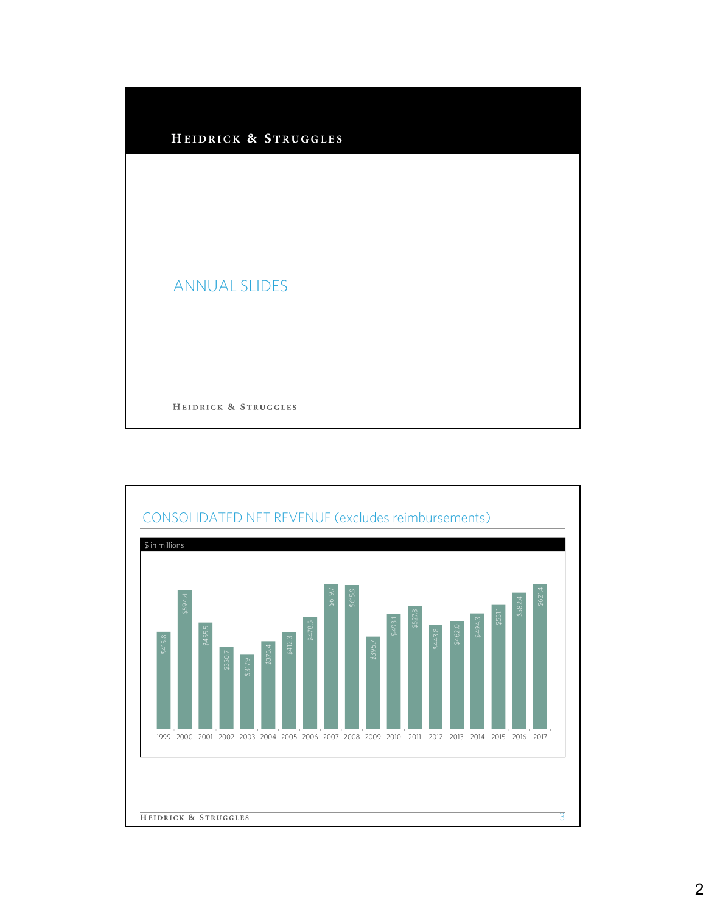# ANNUAL SLIDES

## CONSOLIDATED NET REVENUE (excludes reimbursements)

$ in millions

| Year | Net Revenue |
|---|---|
| 1999 | $415.8 |
| 2000 | $594.4 |
| 2001 | $455.5 |
| 2002 | $350.7 |
| 2003 | $317.9 |
| 2004 | $375.4 |
| 2005 | $412.3 |
| 2006 | $478.5 |
| 2007 | $619.7 |
| 2008 | $615.9 |
| 2009 | $395.7 |
| 2010 | $493.1 |
| 2011 | $527.8 |
| 2012 | $443.8 |
| 2013 | $462.0 |
| 2014 | $494.3 |
| 2015 | $531.1 |
| 2016 | $582.4 |
| 2017 | $621.4 |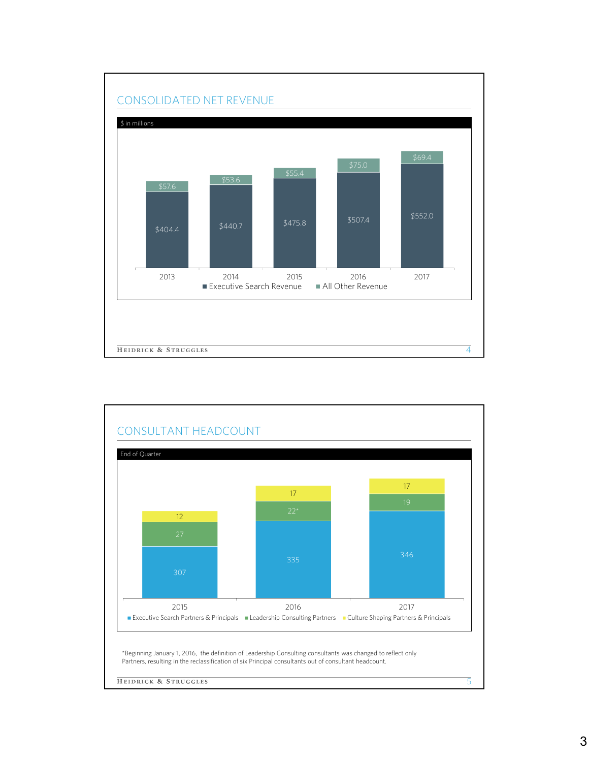## CONSOLIDATED NET REVENUE

$ in millions

| | 2013 | 2014 | 2015 | 2016 | 2017 |
|---|---|---|---|---|---|
| Executive Search Revenue | $404.4 | $440.7 | $475.8 | $507.4 | $552.0 |
| All Other Revenue | $57.6 | $53.6 | $55.4 | $75.0 | $69.4 |

## CONSULTANT HEADCOUNT

End of Quarter

| | 2015 | 2016 | 2017 |
|---|---|---|---|
| Executive Search Partners & Principals | 307 | 335 | 346 |
| Leadership Consulting Partners | 27 | 22* | 19 |
| Culture Shaping Partners & Principals | 12 | 17 | 17 |

*Beginning January 1, 2016, the definition of Leadership Consulting consultants was changed to reflect only Partners, resulting in the reclassification of six Principal consultants out of consultant headcount.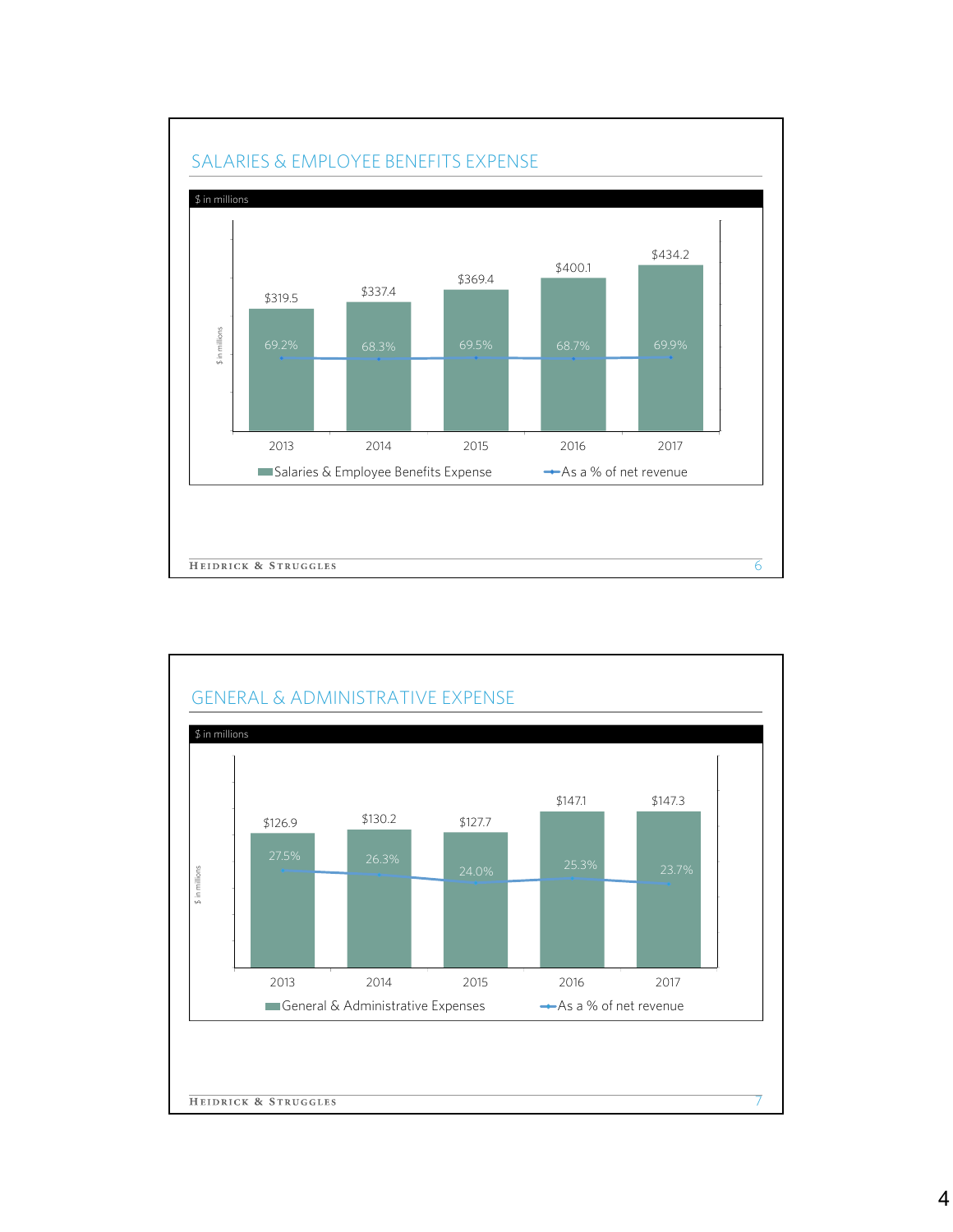## SALARIES & EMPLOYEE BENEFITS EXPENSE

$ in millions

| | 2013 | 2014 | 2015 | 2016 | 2017 |
|---|---|---|---|---|---|
| Salaries & Employee Benefits Expense | $319.5 | $337.4 | $369.4 | $400.1 | $434.2 |
| As a % of net revenue | 69.2% | 68.3% | 69.5% | 68.7% | 69.9% |

## GENERAL & ADMINISTRATIVE EXPENSE

$ in millions

| | 2013 | 2014 | 2015 | 2016 | 2017 |
|---|---|---|---|---|---|
| General & Administrative Expenses | $126.9 | $130.2 | $127.7 | $147.1 | $147.3 |
| As a % of net revenue | 27.5% | 26.3% | 24.0% | 25.3% | 23.7% |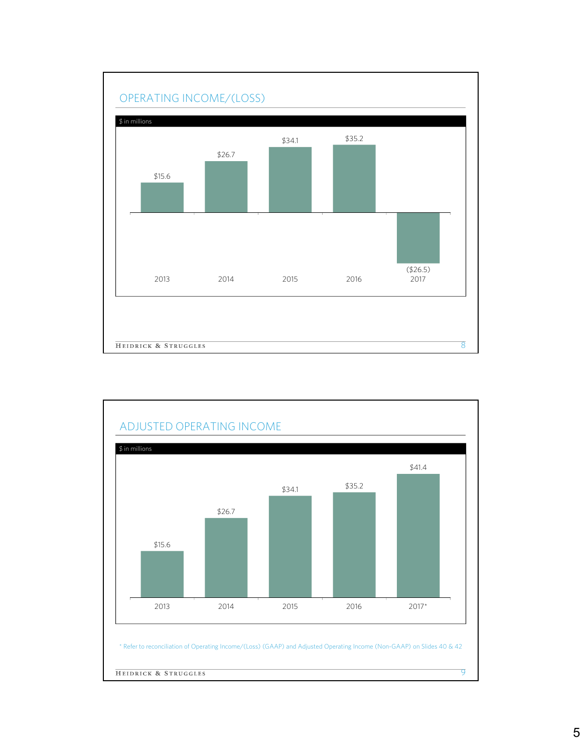## OPERATING INCOME/(LOSS)

$ in millions

| 2013 | 2014 | 2015 | 2016 | 2017 |
|---|---|---|---|---|
| $15.6 | $26.7 | $34.1 | $35.2 | ($26.5) |

## ADJUSTED OPERATING INCOME

$ in millions

| 2013 | 2014 | 2015 | 2016 | 2017* |
|---|---|---|---|---|
| $15.6 | $26.7 | $34.1 | $35.2 | $41.4 |

* Refer to reconciliation of Operating Income/(Loss) (GAAP) and Adjusted Operating Income (Non-GAAP) on Slides 40 & 42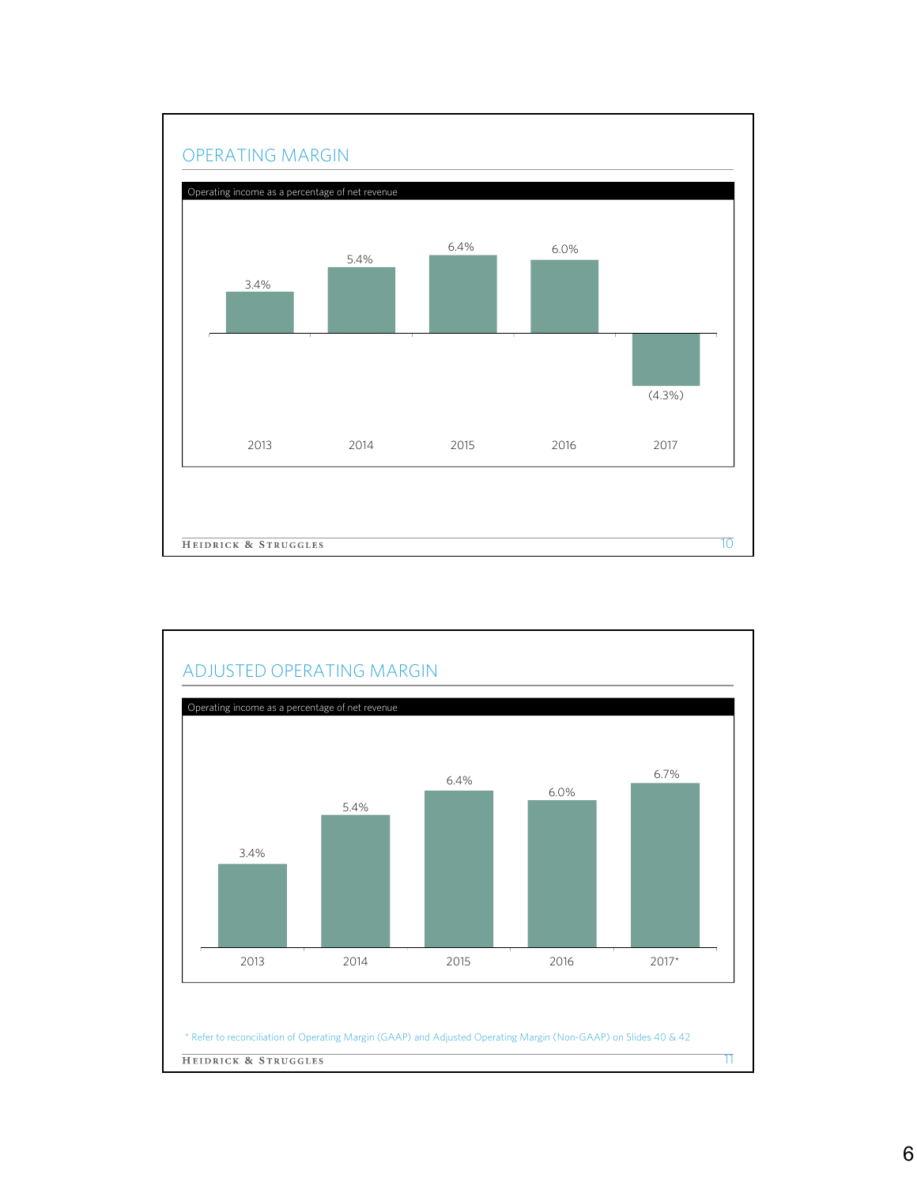## OPERATING MARGIN

Operating income as a percentage of net revenue

| 2013 | 2014 | 2015 | 2016 | 2017 |
|---|---|---|---|---|
| 3.4% | 5.4% | 6.4% | 6.0% | (4.3%) |

## ADJUSTED OPERATING MARGIN

Operating income as a percentage of net revenue

| 2013 | 2014 | 2015 | 2016 | 2017* |
|---|---|---|---|---|
| 3.4% | 5.4% | 6.4% | 6.0% | 6.7% |

* Refer to reconciliation of Operating Margin (GAAP) and Adjusted Operating Margin (Non-GAAP) on Slides 40 & 42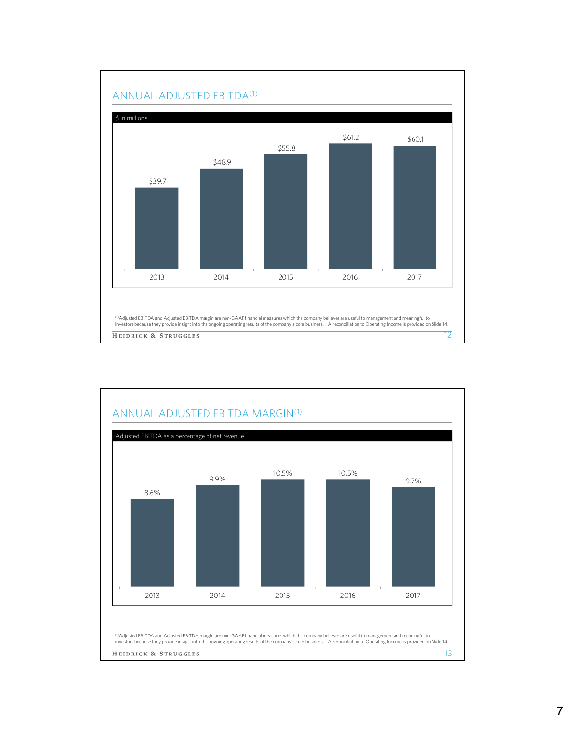## ANNUAL ADJUSTED EBITDA[1]

$ in millions

| Year | Adjusted EBITDA |
| --- | --- |
| 2013 | $39.7 |
| 2014 | $48.9 |
| 2015 | $55.8 |
| 2016 | $61.2 |
| 2017 | $60.1 |

[1] Adjusted EBITDA and Adjusted EBITDA margin are non-GAAP financial measures which the company believes are useful to management and meaningful to investors because they provide insight into the ongoing operating results of the company's core business. . A reconciliation to Operating Income is provided on Slide 14.

## ANNUAL ADJUSTED EBITDA MARGIN[1]

Adjusted EBITDA as a percentage of net revenue

| Year | Adjusted EBITDA Margin |
| --- | --- |
| 2013 | 8.6% |
| 2014 | 9.9% |
| 2015 | 10.5% |
| 2016 | 10.5% |
| 2017 | 9.7% |

[1] Adjusted EBITDA and Adjusted EBITDA margin are non-GAAP financial measures which the company believes are useful to management and meaningful to investors because they provide insight into the ongoing operating results of the company's core business. . A reconciliation to Operating Income is provided on Slide 14.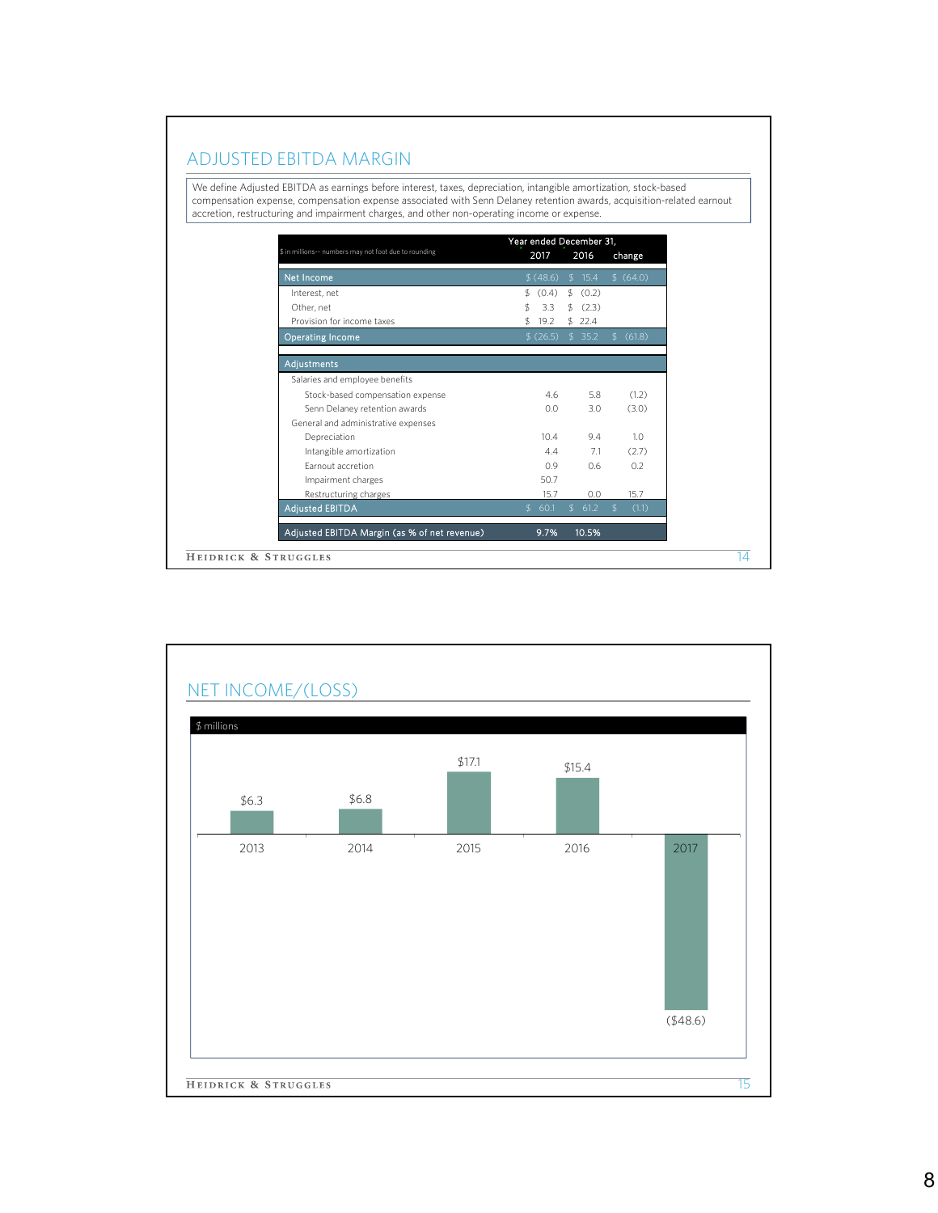## ADJUSTED EBITDA MARGIN

We define Adjusted EBITDA as earnings before interest, taxes, depreciation, intangible amortization, stock-based compensation expense, compensation expense associated with Senn Delaney retention awards, acquisition-related earnout accretion, restructuring and impairment charges, and other non-operating income or expense.

| $ in millions-- numbers may not foot due to rounding | Year ended December 31, 2017 | 2016 | change |
|---|---|---|---|
| **Net Income** | $ (48.6) | $ 15.4 | $ (64.0) |
| Interest, net | $ (0.4) | $ (0.2) | |
| Other, net | $ 3.3 | $ (2.3) | |
| Provision for income taxes | $ 19.2 | $ 22.4 | |
| **Operating Income** | $ (26.5) | $ 35.2 | $ (61.8) |
| **Adjustments** | | | |
| Salaries and employee benefits | | | |
| Stock-based compensation expense | 4.6 | 5.8 | (1.2) |
| Senn Delaney retention awards | 0.0 | 3.0 | (3.0) |
| General and administrative expenses | | | |
| Depreciation | 10.4 | 9.4 | 1.0 |
| Intangible amortization | 4.4 | 7.1 | (2.7) |
| Earnout accretion | 0.9 | 0.6 | 0.2 |
| Impairment charges | 50.7 | | |
| Restructuring charges | 15.7 | 0.0 | 15.7 |
| **Adjusted EBITDA** | $ 60.1 | $ 61.2 | $ (1.1) |
| **Adjusted EBITDA Margin (as % of net revenue)** | 9.7% | 10.5% | |

## NET INCOME/(LOSS)

$ millions

| Year | Net Income/(Loss) |
|---|---|
| 2013 | $6.3 |
| 2014 | $6.8 |
| 2015 | $17.1 |
| 2016 | $15.4 |
| 2017 | ($48.6) |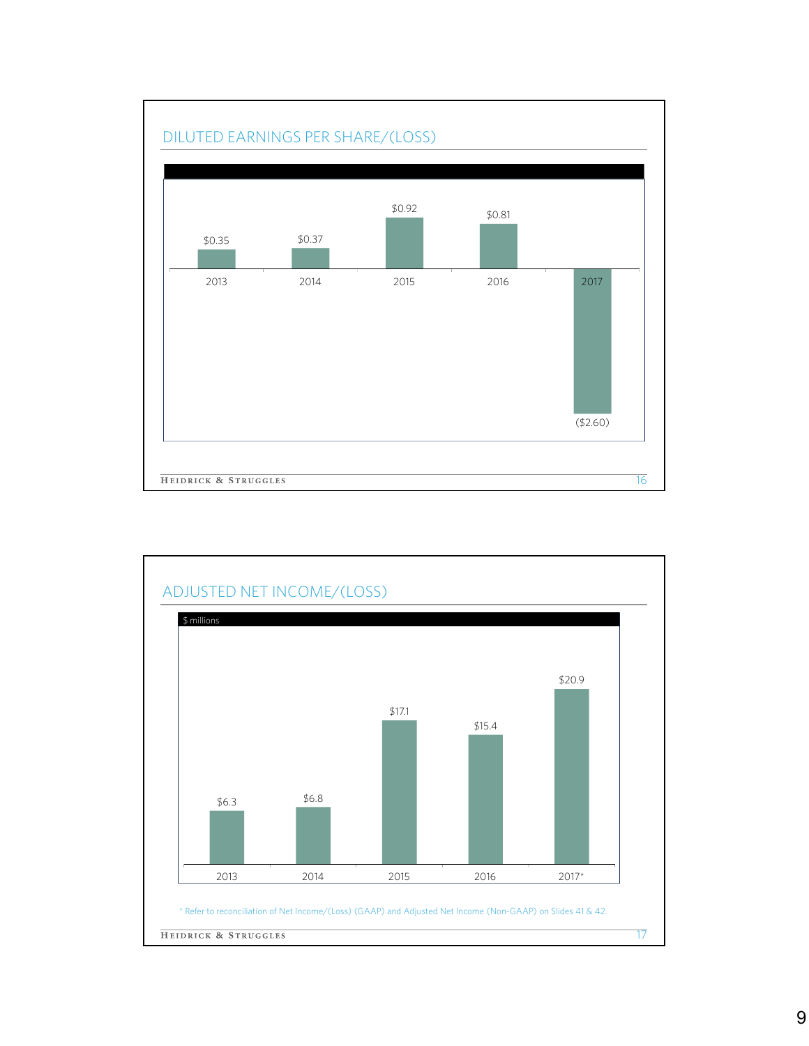## DILUTED EARNINGS PER SHARE/(LOSS)

| 2013 | 2014 | 2015 | 2016 | 2017 |
|---|---|---|---|---|
| $0.35 | $0.37 | $0.92 | $0.81 | ($2.60) |

## ADJUSTED NET INCOME/(LOSS)

$ millions

| 2013 | 2014 | 2015 | 2016 | 2017* |
|---|---|---|---|---|
| $6.3 | $6.8 | $17.1 | $15.4 | $20.9 |

* Refer to reconciliation of Net Income/(Loss) (GAAP) and Adjusted Net Income (Non-GAAP) on Slides 41 & 42.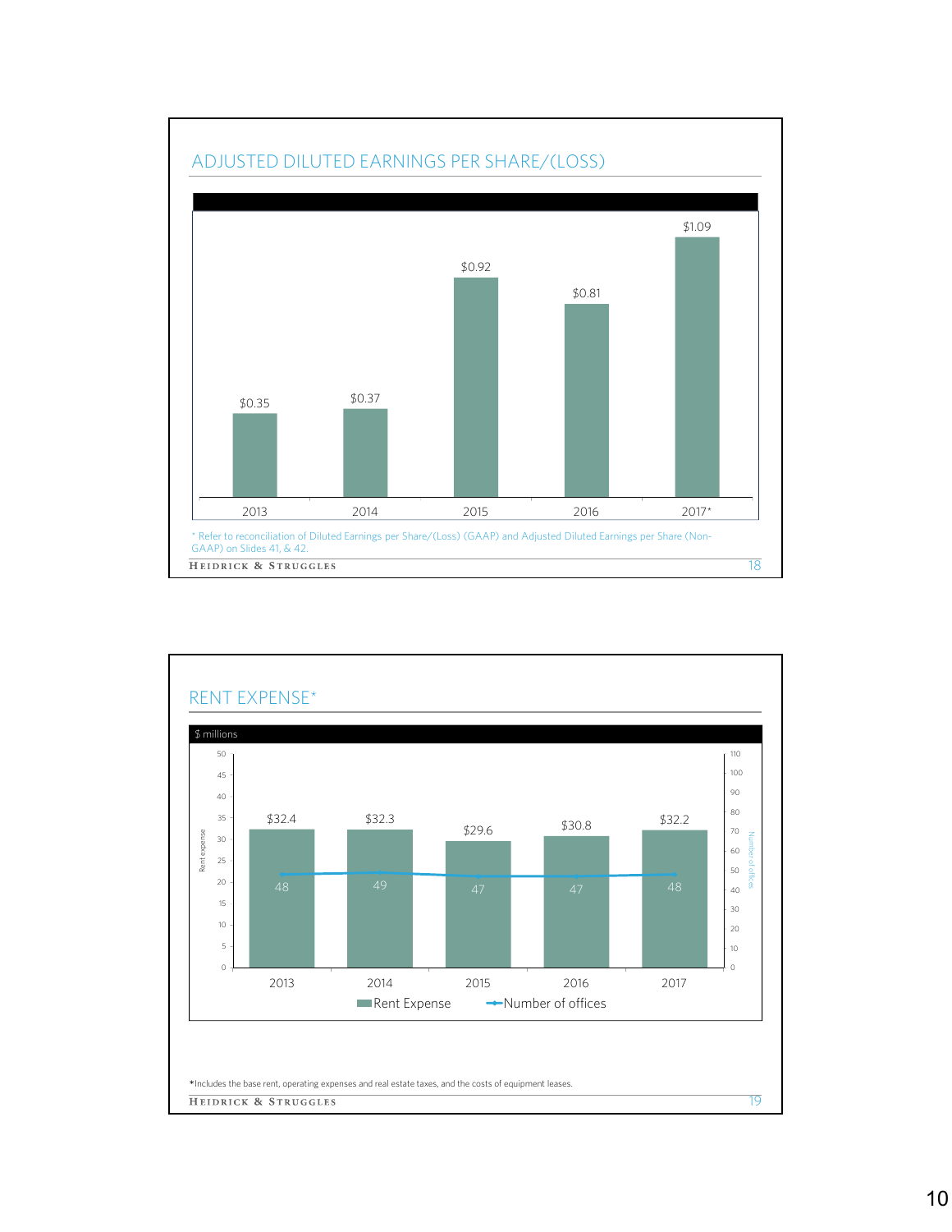## ADJUSTED DILUTED EARNINGS PER SHARE/(LOSS)

| Year | Adjusted Diluted EPS |
|---|---|
| 2013 | $0.35 |
| 2014 | $0.37 |
| 2015 | $0.92 |
| 2016 | $0.81 |
| 2017* | $1.09 |

\* Refer to reconciliation of Diluted Earnings per Share/(Loss) (GAAP) and Adjusted Diluted Earnings per Share (Non-GAAP) on Slides 41, & 42.

## RENT EXPENSE*

$ millions

| Year | Rent Expense | Number of offices |
|---|---|---|
| 2013 | $32.4 | 48 |
| 2014 | $32.3 | 49 |
| 2015 | $29.6 | 47 |
| 2016 | $30.8 | 47 |
| 2017 | $32.2 | 48 |

*Includes the base rent, operating expenses and real estate taxes, and the costs of equipment leases.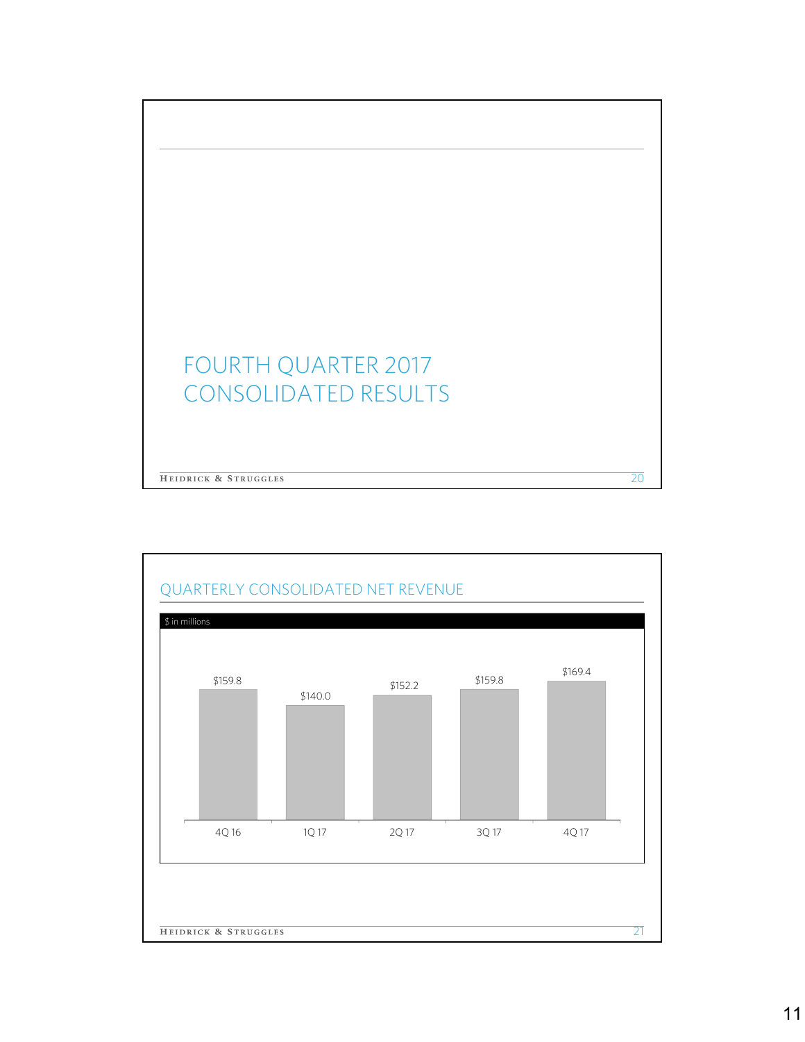# FOURTH QUARTER 2017 CONSOLIDATED RESULTS

## QUARTERLY CONSOLIDATED NET REVENUE

$ in millions

| 4Q 16 | 1Q 17 | 2Q 17 | 3Q 17 | 4Q 17 |
|---|---|---|---|---|
| $159.8 | $140.0 | $152.2 | $159.8 | $169.4 |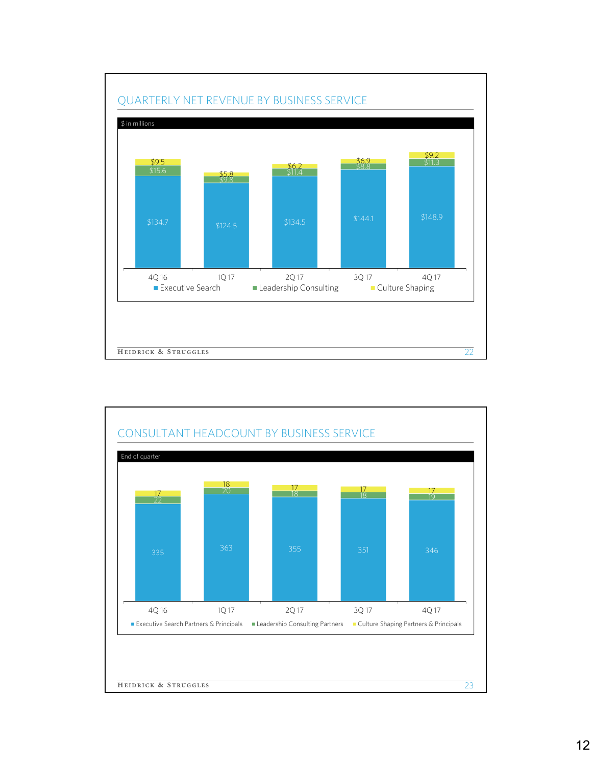## QUARTERLY NET REVENUE BY BUSINESS SERVICE

$ in millions

| | 4Q 16 | 1Q 17 | 2Q 17 | 3Q 17 | 4Q 17 |
|---|---|---|---|---|---|
| Executive Search | $134.7 | $124.5 | $134.5 | $144.1 | $148.9 |
| Leadership Consulting | $15.6 | $9.8 | $11.4 | $8.8 | $11.3 |
| Culture Shaping | $9.5 | $5.8 | $6.2 | $6.9 | $9.2 |

## CONSULTANT HEADCOUNT BY BUSINESS SERVICE

End of quarter

| | 4Q 16 | 1Q 17 | 2Q 17 | 3Q 17 | 4Q 17 |
|---|---|---|---|---|---|
| Executive Search Partners & Principals | 335 | 363 | 355 | 351 | 346 |
| Leadership Consulting Partners | 22 | 20 | 18 | 18 | 19 |
| Culture Shaping Partners & Principals | 17 | 18 | 17 | 17 | 17 |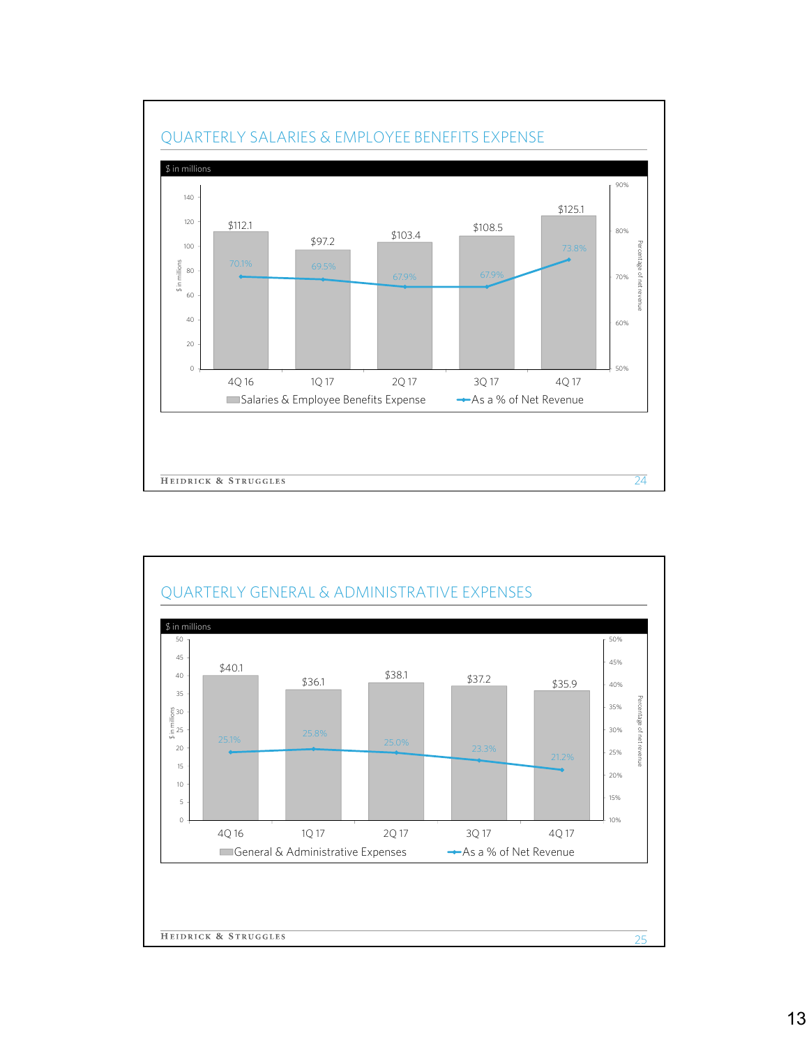## QUARTERLY SALARIES & EMPLOYEE BENEFITS EXPENSE

$ in millions

| | 4Q 16 | 1Q 17 | 2Q 17 | 3Q 17 | 4Q 17 |
|---|---|---|---|---|---|
| Salaries & Employee Benefits Expense | $112.1 | $97.2 | $103.4 | $108.5 | $125.1 |
| As a % of Net Revenue | 70.1% | 69.5% | 67.9% | 67.9% | 73.8% |

## QUARTERLY GENERAL & ADMINISTRATIVE EXPENSES

$ in millions

| | 4Q 16 | 1Q 17 | 2Q 17 | 3Q 17 | 4Q 17 |
|---|---|---|---|---|---|
| General & Administrative Expenses | $40.1 | $36.1 | $38.1 | $37.2 | $35.9 |
| As a % of Net Revenue | 25.1% | 25.8% | 25.0% | 23.3% | 21.2% |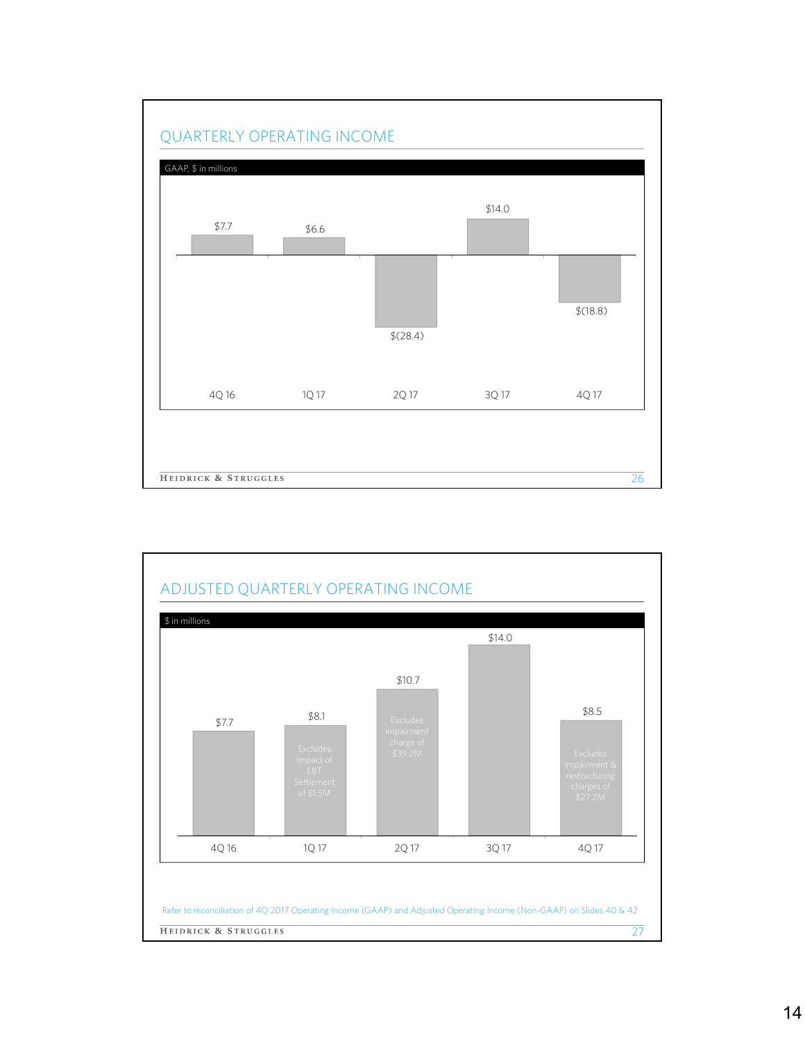## QUARTERLY OPERATING INCOME

GAAP, $ in millions

| 4Q 16 | 1Q 17 | 2Q 17 | 3Q 17 | 4Q 17 |
|---|---|---|---|---|
| $7.7 | $6.6 | $(28.4) | $14.0 | $(18.8) |

## ADJUSTED QUARTERLY OPERATING INCOME

$ in millions

| 4Q 16 | 1Q 17 | 2Q 17 | 3Q 17 | 4Q 17 |
|---|---|---|---|---|
| $7.7 | $8.1 | $10.7 | $14.0 | $8.5 |
| | Excludes impact of EBT Settlement of $1.5M | Excludes impairment charge of $39.2M | | Excludes impairment & restructuring charges of $27.2M |

Refer to reconciliation of 4Q 2017 Operating Income (GAAP) and Adjusted Operating Income (Non-GAAP) on Slides 40 & 42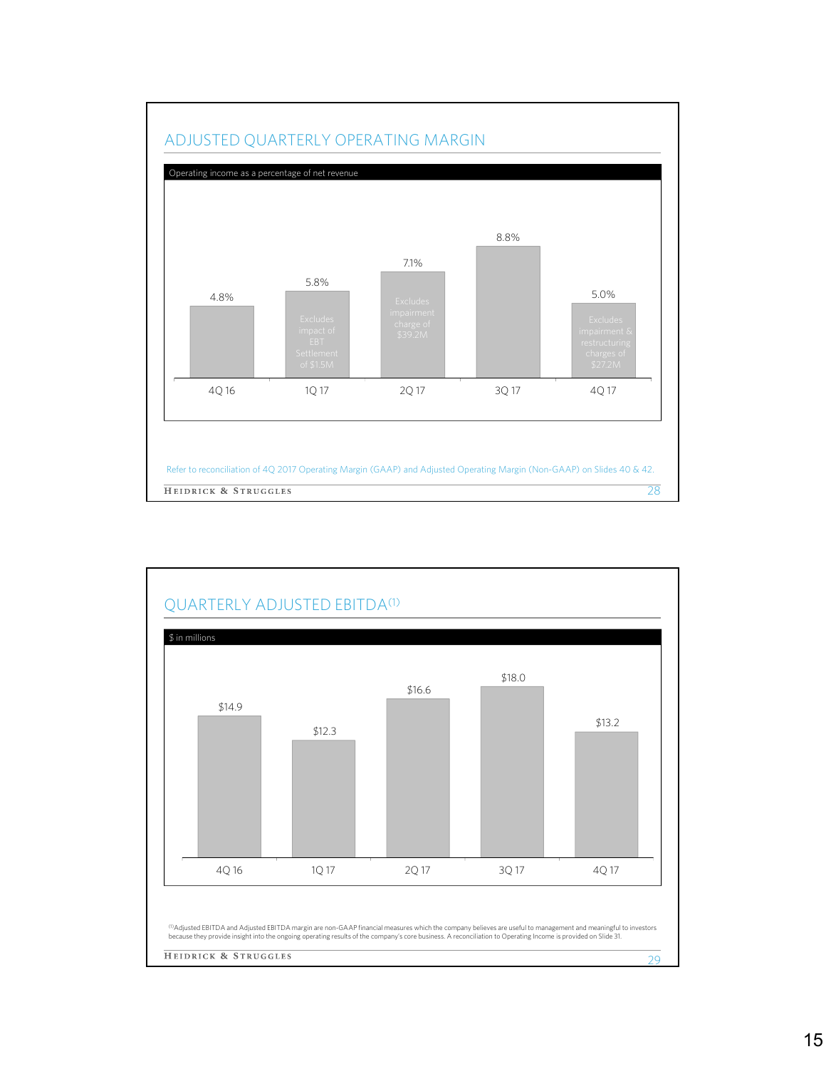## ADJUSTED QUARTERLY OPERATING MARGIN

Operating income as a percentage of net revenue

| Quarter | Adjusted Operating Margin | Note |
|---|---|---|
| 4Q 16 | 4.8% | |
| 1Q 17 | 5.8% | Excludes impact of EBT Settlement of $1.5M |
| 2Q 17 | 7.1% | Excludes impairment charge of $39.2M |
| 3Q 17 | 8.8% | |
| 4Q 17 | 5.0% | Excludes impairment & restructuring charges of $27.2M |

Refer to reconciliation of 4Q 2017 Operating Margin (GAAP) and Adjusted Operating Margin (Non-GAAP) on Slides 40 & 42.

## QUARTERLY ADJUSTED EBITDA[1]

$ in millions

| Quarter | Adjusted EBITDA |
|---|---|
| 4Q 16 | $14.9 |
| 1Q 17 | $12.3 |
| 2Q 17 | $16.6 |
| 3Q 17 | $18.0 |
| 4Q 17 | $13.2 |

[1]Adjusted EBITDA and Adjusted EBITDA margin are non-GAAP financial measures which the company believes are useful to management and meaningful to investors because they provide insight into the ongoing operating results of the company's core business. A reconciliation to Operating Income is provided on Slide 31.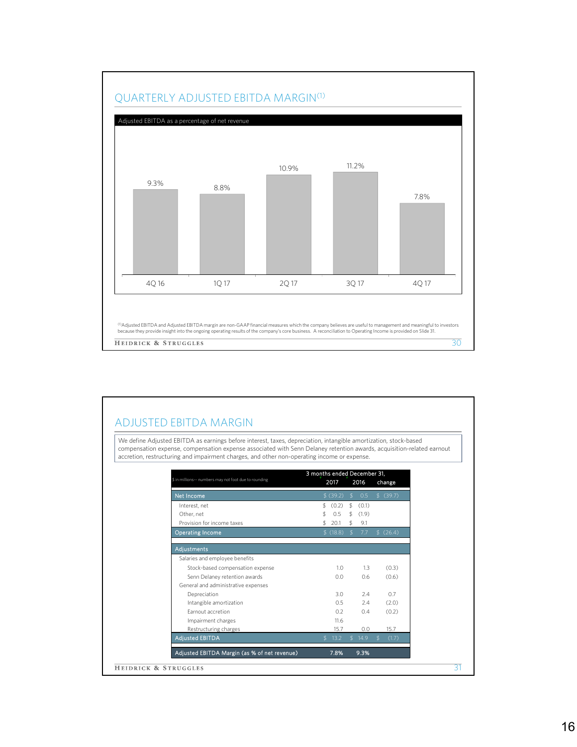## QUARTERLY ADJUSTED EBITDA MARGIN[1]

Adjusted EBITDA as a percentage of net revenue

| Quarter | Adjusted EBITDA Margin |
|---|---|
| 4Q 16 | 9.3% |
| 1Q 17 | 8.8% |
| 2Q 17 | 10.9% |
| 3Q 17 | 11.2% |
| 4Q 17 | 7.8% |

[1]Adjusted EBITDA and Adjusted EBITDA margin are non-GAAP financial measures which the company believes are useful to management and meaningful to investors because they provide insight into the ongoing operating results of the company's core business. A reconciliation to Operating Income is provided on Slide 31.

## ADJUSTED EBITDA MARGIN

We define Adjusted EBITDA as earnings before interest, taxes, depreciation, intangible amortization, stock-based compensation expense, compensation expense associated with Senn Delaney retention awards, acquisition-related earnout accretion, restructuring and impairment charges, and other non-operating income or expense.

| $ in millions-- numbers may not foot due to rounding | 3 months ended December 31, 2017 | 2016 | change |
|---|---|---|---|
| **Net Income** | $ (39.2) | $ 0.5 | $ (39.7) |
| Interest, net | $ (0.2) | $ (0.1) | |
| Other, net | $ 0.5 | $ (1.9) | |
| Provision for income taxes | $ 20.1 | $ 9.1 | |
| **Operating Income** | $ (18.8) | $ 7.7 | $ (26.4) |
| | | | |
| **Adjustments** | | | |
| Salaries and employee benefits | | | |
| Stock-based compensation expense | 1.0 | 1.3 | (0.3) |
| Senn Delaney retention awards | 0.0 | 0.6 | (0.6) |
| General and administrative expenses | | | |
| Depreciation | 3.0 | 2.4 | 0.7 |
| Intangible amortization | 0.5 | 2.4 | (2.0) |
| Earnout accretion | 0.2 | 0.4 | (0.2) |
| Impairment charges | 11.6 | | |
| Restructuring charges | 15.7 | 0.0 | 15.7 |
| **Adjusted EBITDA** | $ 13.2 | $ 14.9 | $ (1.7) |
| | | | |
| **Adjusted EBITDA Margin (as % of net revenue)** | 7.8% | 9.3% | |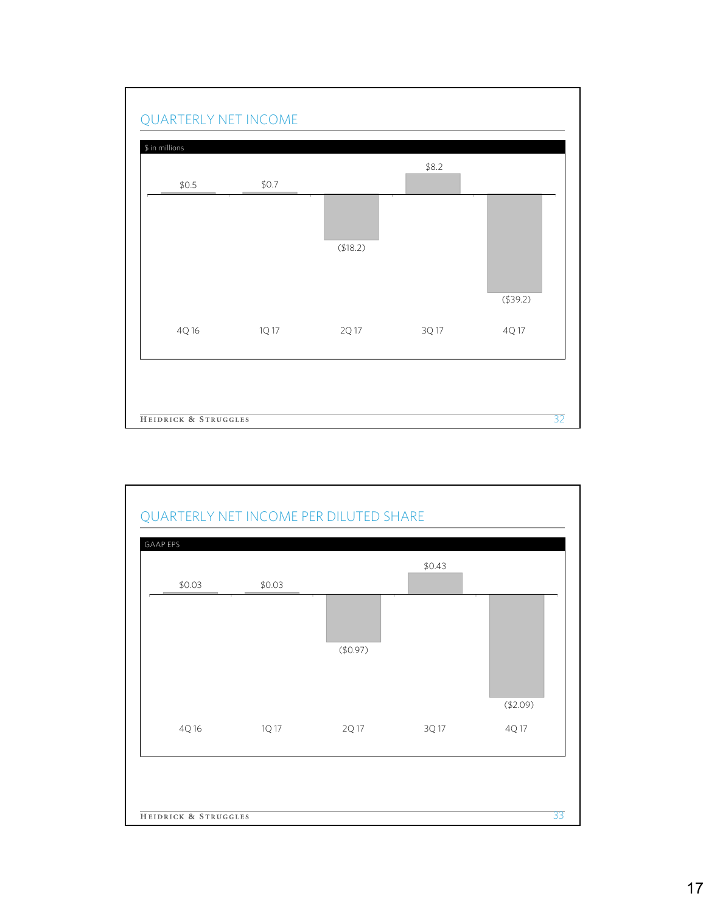## QUARTERLY NET INCOME

$ in millions

| 4Q 16 | 1Q 17 | 2Q 17 | 3Q 17 | 4Q 17 |
|---|---|---|---|---|
| $0.5 | $0.7 | ($18.2) | $8.2 | ($39.2) |

## QUARTERLY NET INCOME PER DILUTED SHARE

GAAP EPS

| 4Q 16 | 1Q 17 | 2Q 17 | 3Q 17 | 4Q 17 |
|---|---|---|---|---|
| $0.03 | $0.03 | ($0.97) | $0.43 | ($2.09) |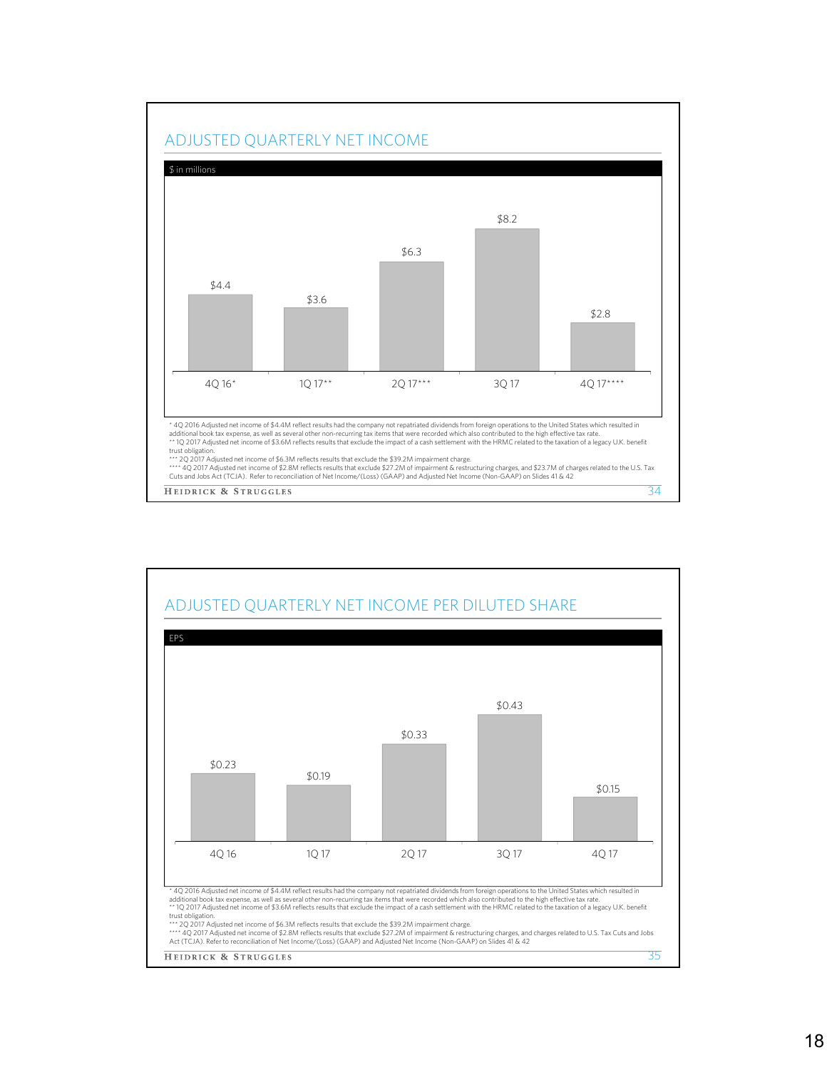## ADJUSTED QUARTERLY NET INCOME

$ in millions

| 4Q 16* | 1Q 17** | 2Q 17*** | 3Q 17 | 4Q 17**** |
|---|---|---|---|---|
| $4.4 | $3.6 | $6.3 | $8.2 | $2.8 |

\* 4Q 2016 Adjusted net income of $4.4M reflect results had the company not repatriated dividends from foreign operations to the United States which resulted in additional book tax expense, as well as several other non-recurring tax items that were recorded which also contributed to the high effective tax rate.
\*\* 1Q 2017 Adjusted net income of $3.6M reflects results that exclude the impact of a cash settlement with the HRMC related to the taxation of a legacy U.K. benefit trust obligation.
\*\*\* 2Q 2017 Adjusted net income of $6.3M reflects results that exclude the $39.2M impairment charge.
\*\*\*\* 4Q 2017 Adjusted net income of $2.8M reflects results that exclude $27.2M of impairment & restructuring charges, and $23.7M of charges related to the U.S. Tax Cuts and Jobs Act (TCJA). Refer to reconciliation of Net Income/(Loss) (GAAP) and Adjusted Net Income (Non-GAAP) on Slides 41 & 42

## ADJUSTED QUARTERLY NET INCOME PER DILUTED SHARE

EPS

| 4Q 16 | 1Q 17 | 2Q 17 | 3Q 17 | 4Q 17 |
|---|---|---|---|---|
| $0.23 | $0.19 | $0.33 | $0.43 | $0.15 |

\* 4Q 2016 Adjusted net income of $4.4M reflect results had the company not repatriated dividends from foreign operations to the United States which resulted in additional book tax expense, as well as several other non-recurring tax items that were recorded which also contributed to the high effective tax rate.
\*\* 1Q 2017 Adjusted net income of $3.6M reflects results that exclude the impact of a cash settlement with the HRMC related to the taxation of a legacy U.K. benefit trust obligation.
\*\*\* 2Q 2017 Adjusted net income of $6.3M reflects results that exclude the $39.2M impairment charge.
\*\*\*\* 4Q 2017 Adjusted net income of $2.8M reflects results that exclude $27.2M of impairment & restructuring charges, and charges related to U.S. Tax Cuts and Jobs Act (TCJA). Refer to reconciliation of Net Income/(Loss) (GAAP) and Adjusted Net Income (Non-GAAP) on Slides 41 & 42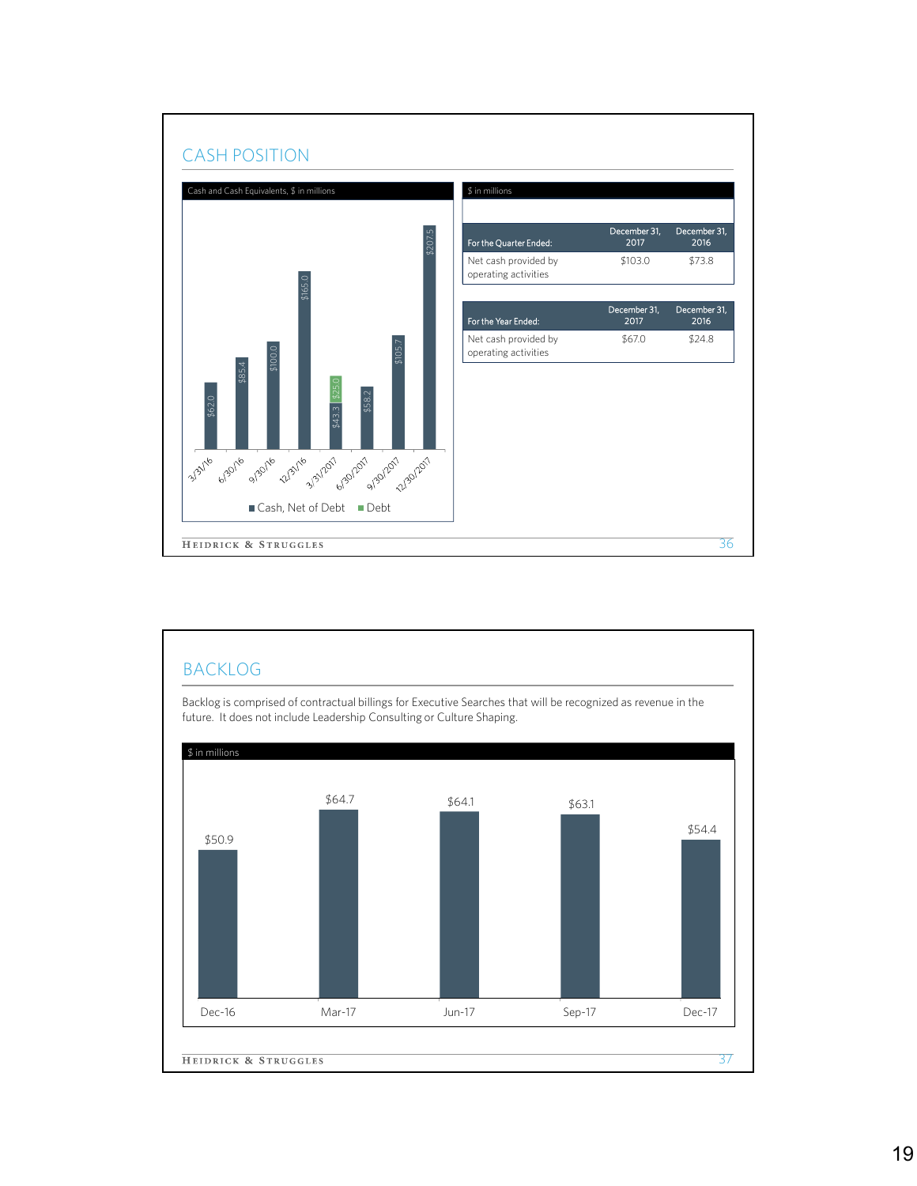## CASH POSITION

Cash and Cash Equivalents, $ in millions

| Date | Cash, Net of Debt | Debt |
|---|---|---|
| 3/31/16 | $62.0 | |
| 6/30/16 | $85.4 | |
| 9/30/16 | $100.0 | |
| 12/31/16 | $165.0 | |
| 3/31/2017 | $43.3 | $25.0 |
| 6/30/2017 | $58.2 | |
| 9/30/2017 | $105.7 | |
| 12/30/2017 | $207.5 | |

$ in millions

| For the Quarter Ended: | December 31, 2017 | December 31, 2016 |
|---|---|---|
| Net cash provided by operating activities | $103.0 | $73.8 |

| For the Year Ended: | December 31, 2017 | December 31, 2016 |
|---|---|---|
| Net cash provided by operating activities | $67.0 | $24.8 |

## BACKLOG

Backlog is comprised of contractual billings for Executive Searches that will be recognized as revenue in the future. It does not include Leadership Consulting or Culture Shaping.

$ in millions

| Dec-16 | Mar-17 | Jun-17 | Sep-17 | Dec-17 |
|---|---|---|---|---|
| $50.9 | $64.7 | $64.1 | $63.1 | $54.4 |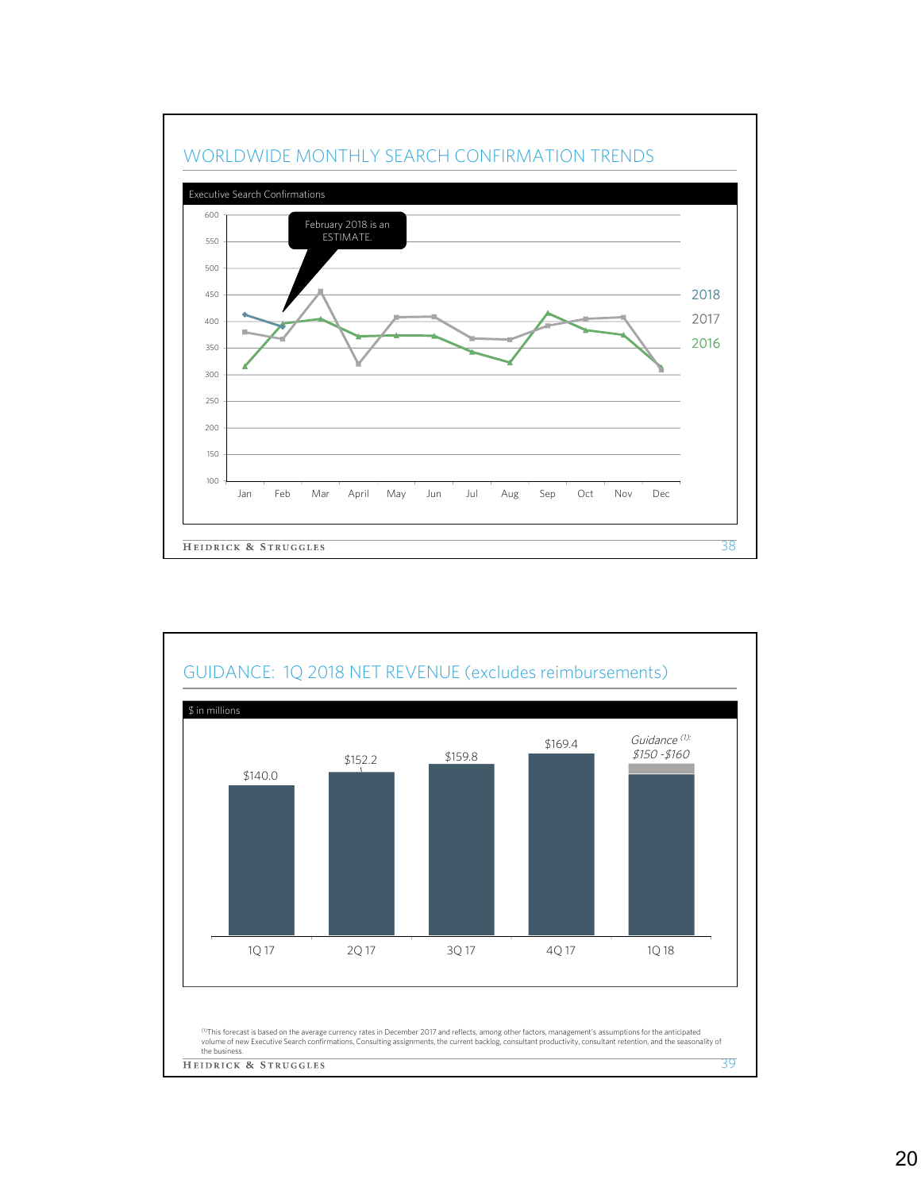## WORLDWIDE MONTHLY SEARCH CONFIRMATION TRENDS

Executive Search Confirmations

February 2018 is an ESTIMATE.

Legend: 2018, 2017, 2016

Months: Jan, Feb, Mar, April, May, Jun, Jul, Aug, Sep, Oct, Nov, Dec

## GUIDANCE: 1Q 2018 NET REVENUE (excludes reimbursements)

$ in millions

| 1Q 17 | 2Q 17 | 3Q 17 | 4Q 17 | 1Q 18 |
|---|---|---|---|---|
| $140.0 | $152.2 | $159.8 | $169.4 | *Guidance [1]: $150 -$160* |

[1] This forecast is based on the average currency rates in December 2017 and reflects, among other factors, management's assumptions for the anticipated volume of new Executive Search confirmations, Consulting assignments, the current backlog, consultant productivity, consultant retention, and the seasonality of the business.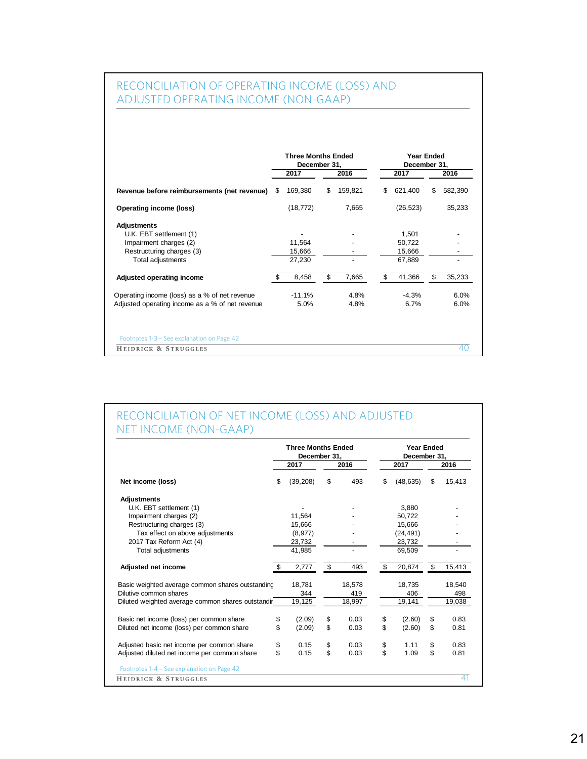## RECONCILIATION OF OPERATING INCOME (LOSS) AND ADJUSTED OPERATING INCOME (NON-GAAP)

| | Three Months Ended December 31, | | Year Ended December 31, | |
|---|---|---|---|---|
| | 2017 | 2016 | 2017 | 2016 |
| **Revenue before reimbursements (net revenue)** | $ 169,380 | $ 159,821 | $ 621,400 | $ 582,390 |
| **Operating income (loss)** | (18,772) | 7,665 | (26,523) | 35,233 |
| **Adjustments** | | | | |
| U.K. EBT settlement (1) | - | - | 1,501 | - |
| Impairment charges (2) | 11,564 | - | 50,722 | - |
| Restructuring charges (3) | 15,666 | - | 15,666 | - |
| Total adjustments | 27,230 | - | 67,889 | - |
| **Adjusted operating income** | $ 8,458 | $ 7,665 | $ 41,366 | $ 35,233 |
| Operating income (loss) as a % of net revenue | -11.1% | 4.8% | -4.3% | 6.0% |
| Adjusted operating income as a % of net revenue | 5.0% | 4.8% | 6.7% | 6.0% |

Footnotes 1-3 - See explanation on Page 42

## RECONCILIATION OF NET INCOME (LOSS) AND ADJUSTED NET INCOME (NON-GAAP)

| | Three Months Ended December 31, | | Year Ended December 31, | |
|---|---|---|---|---|
| | 2017 | 2016 | 2017 | 2016 |
| **Net income (loss)** | $ (39,208) | $ 493 | $ (48,635) | $ 15,413 |
| **Adjustments** | | | | |
| U.K. EBT settlement (1) | - | - | 3,880 | - |
| Impairment charges (2) | 11,564 | - | 50,722 | - |
| Restructuring charges (3) | 15,666 | - | 15,666 | - |
| Tax effect on above adjustments | (8,977) | - | (24,491) | - |
| 2017 Tax Reform Act (4) | 23,732 | - | 23,732 | - |
| Total adjustments | 41,985 | - | 69,509 | - |
| **Adjusted net income** | $ 2,777 | $ 493 | $ 20,874 | $ 15,413 |
| Basic weighted average common shares outstanding | 18,781 | 18,578 | 18,735 | 18,540 |
| Dilutive common shares | 344 | 419 | 406 | 498 |
| Diluted weighted average common shares outstanding | 19,125 | 18,997 | 19,141 | 19,038 |
| Basic net income (loss) per common share | $ (2.09) | $ 0.03 | $ (2.60) | $ 0.83 |
| Diluted net income (loss) per common share | $ (2.09) | $ 0.03 | $ (2.60) | $ 0.81 |
| Adjusted basic net income per common share | $ 0.15 | $ 0.03 | $ 1.11 | $ 0.83 |
| Adjusted diluted net income per common share | $ 0.15 | $ 0.03 | $ 1.09 | $ 0.81 |

Footnotes 1-4 - See explanation on Page 42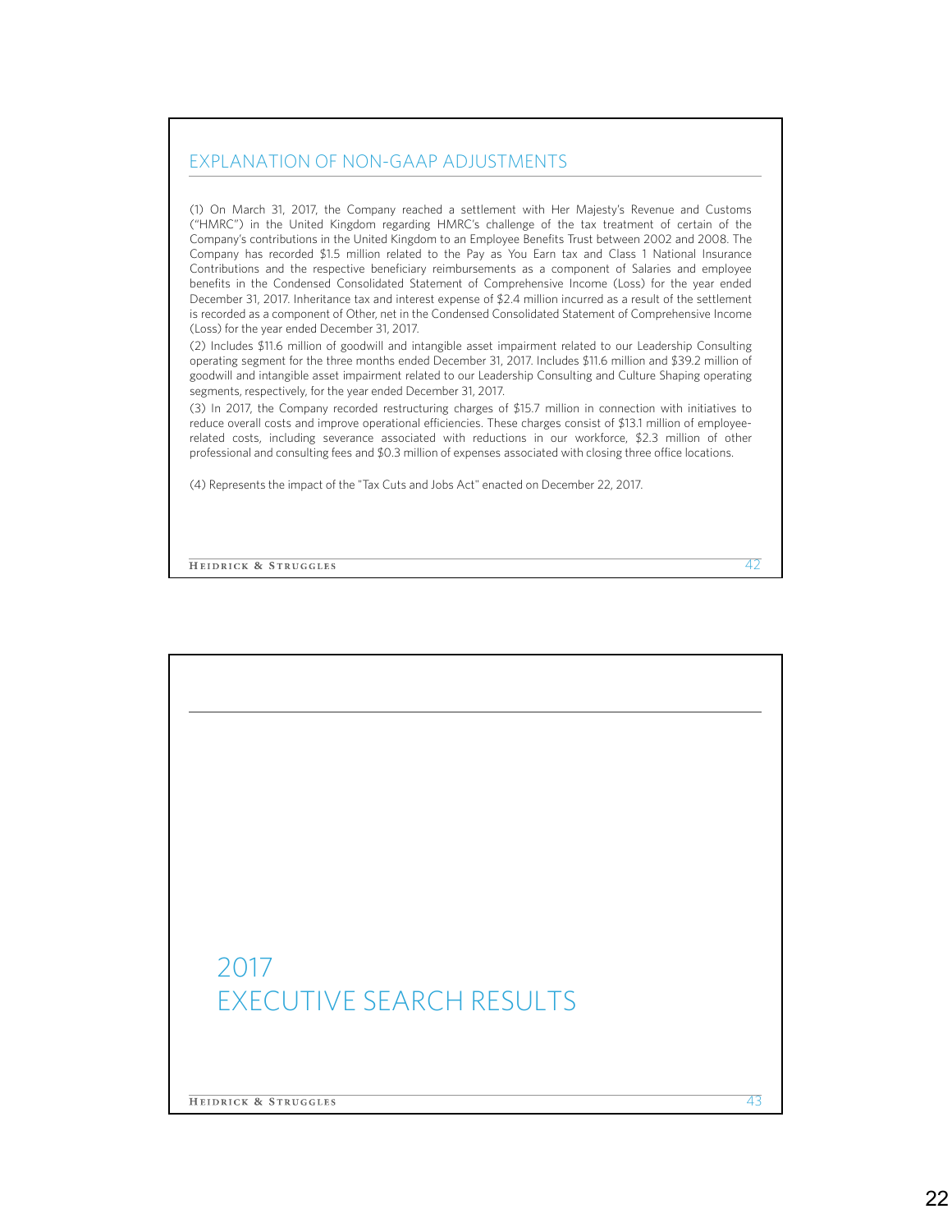## EXPLANATION OF NON-GAAP ADJUSTMENTS

(1) On March 31, 2017, the Company reached a settlement with Her Majesty's Revenue and Customs ("HMRC") in the United Kingdom regarding HMRC's challenge of the tax treatment of certain of the Company's contributions in the United Kingdom to an Employee Benefits Trust between 2002 and 2008. The Company has recorded $1.5 million related to the Pay as You Earn tax and Class 1 National Insurance Contributions and the respective beneficiary reimbursements as a component of Salaries and employee benefits in the Condensed Consolidated Statement of Comprehensive Income (Loss) for the year ended December 31, 2017. Inheritance tax and interest expense of $2.4 million incurred as a result of the settlement is recorded as a component of Other, net in the Condensed Consolidated Statement of Comprehensive Income (Loss) for the year ended December 31, 2017.

(2) Includes $11.6 million of goodwill and intangible asset impairment related to our Leadership Consulting operating segment for the three months ended December 31, 2017. Includes $11.6 million and $39.2 million of goodwill and intangible asset impairment related to our Leadership Consulting and Culture Shaping operating segments, respectively, for the year ended December 31, 2017.

(3) In 2017, the Company recorded restructuring charges of $15.7 million in connection with initiatives to reduce overall costs and improve operational efficiencies. These charges consist of $13.1 million of employee-related costs, including severance associated with reductions in our workforce, $2.3 million of other professional and consulting fees and $0.3 million of expenses associated with closing three office locations.

(4) Represents the impact of the "Tax Cuts and Jobs Act" enacted on December 22, 2017.

# 2017 EXECUTIVE SEARCH RESULTS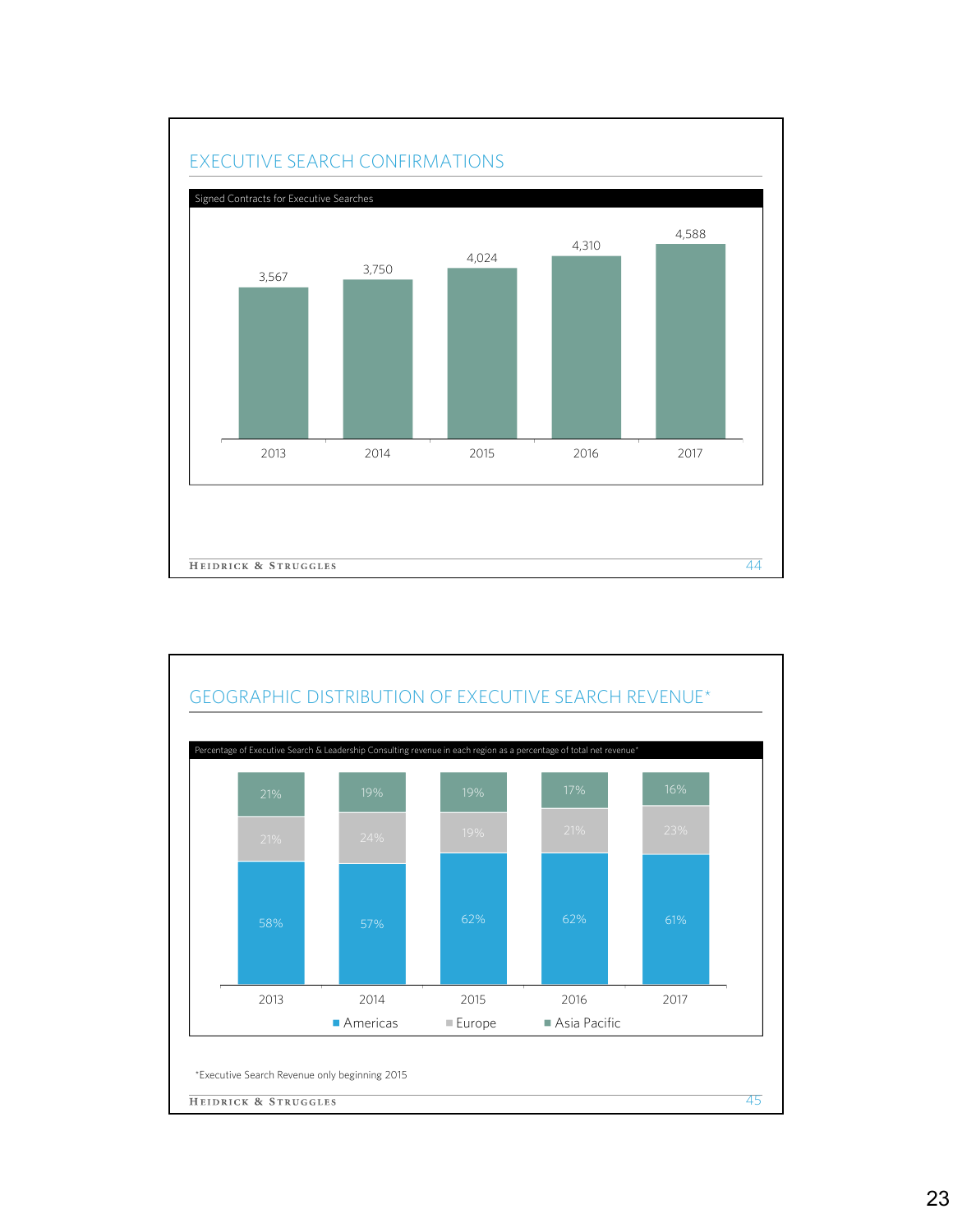## EXECUTIVE SEARCH CONFIRMATIONS

Signed Contracts for Executive Searches

| 2013 | 2014 | 2015 | 2016 | 2017 |
|---|---|---|---|---|
| 3,567 | 3,750 | 4,024 | 4,310 | 4,588 |

## GEOGRAPHIC DISTRIBUTION OF EXECUTIVE SEARCH REVENUE*

Percentage of Executive Search & Leadership Consulting revenue in each region as a percentage of total net revenue*

| | 2013 | 2014 | 2015 | 2016 | 2017 |
|---|---|---|---|---|---|
| Asia Pacific | 21% | 19% | 19% | 17% | 16% |
| Europe | 21% | 24% | 19% | 21% | 23% |
| Americas | 58% | 57% | 62% | 62% | 61% |

*Executive Search Revenue only beginning 2015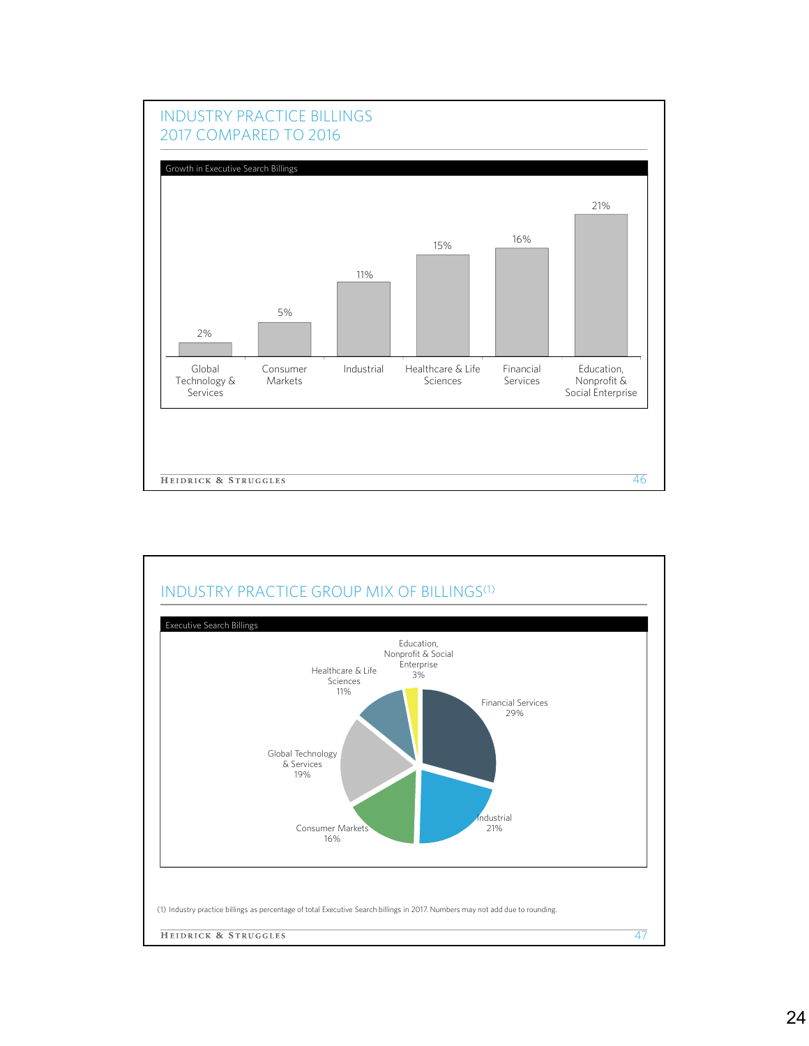## INDUSTRY PRACTICE BILLINGS 2017 COMPARED TO 2016

Growth in Executive Search Billings

| Industry Practice | Growth |
|---|---|
| Global Technology & Services | 2% |
| Consumer Markets | 5% |
| Industrial | 11% |
| Healthcare & Life Sciences | 15% |
| Financial Services | 16% |
| Education, Nonprofit & Social Enterprise | 21% |

## INDUSTRY PRACTICE GROUP MIX OF BILLINGS(1)

Executive Search Billings

| Industry Practice | Share |
|---|---|
| Financial Services | 29% |
| Industrial | 21% |
| Consumer Markets | 16% |
| Global Technology & Services | 19% |
| Healthcare & Life Sciences | 11% |
| Education, Nonprofit & Social Enterprise | 3% |

(1) Industry practice billings as percentage of total Executive Search billings in 2017. Numbers may not add due to rounding.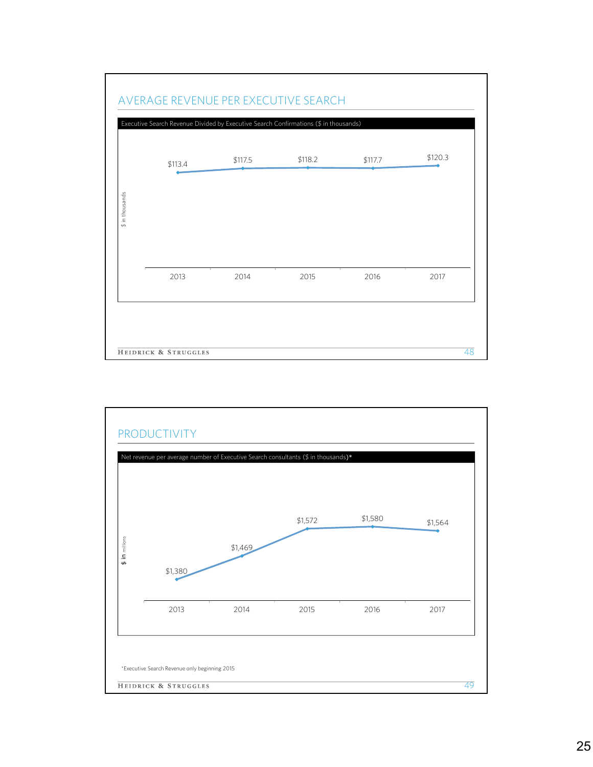## AVERAGE REVENUE PER EXECUTIVE SEARCH

Executive Search Revenue Divided by Executive Search Confirmations ($ in thousands)

| | 2013 | 2014 | 2015 | 2016 | 2017 |
|---|---|---|---|---|---|
| $ in thousands | $113.4 | $117.5 | $118.2 | $117.7 | $120.3 |

## PRODUCTIVITY

Net revenue per average number of Executive Search consultants ($ in thousands)*

| | 2013 | 2014 | 2015 | 2016 | 2017 |
|---|---|---|---|---|---|
| $ in millions | $1,380 | $1,469 | $1,572 | $1,580 | $1,564 |

*Executive Search Revenue only beginning 2015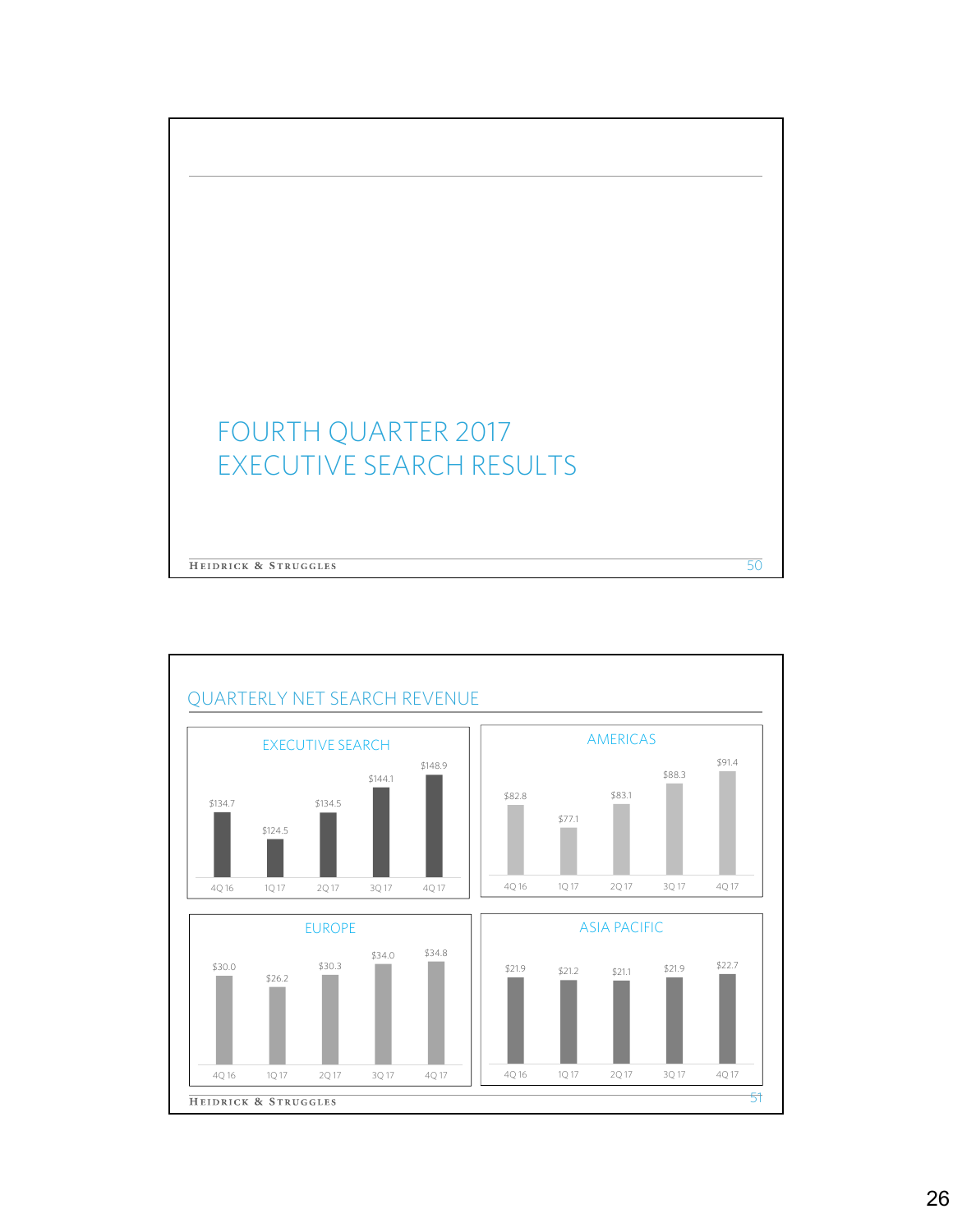# FOURTH QUARTER 2017 EXECUTIVE SEARCH RESULTS

## QUARTERLY NET SEARCH REVENUE

### EXECUTIVE SEARCH

| 4Q 16 | 1Q 17 | 2Q 17 | 3Q 17 | 4Q 17 |
|---|---|---|---|---|
| $134.7 | $124.5 | $134.5 | $144.1 | $148.9 |

### AMERICAS

| 4Q 16 | 1Q 17 | 2Q 17 | 3Q 17 | 4Q 17 |
|---|---|---|---|---|
| $82.8 | $77.1 | $83.1 | $88.3 | $91.4 |

### EUROPE

| 4Q 16 | 1Q 17 | 2Q 17 | 3Q 17 | 4Q 17 |
|---|---|---|---|---|
| $30.0 | $26.2 | $30.3 | $34.0 | $34.8 |

### ASIA PACIFIC

| 4Q 16 | 1Q 17 | 2Q 17 | 3Q 17 | 4Q 17 |
|---|---|---|---|---|
| $21.9 | $21.2 | $21.1 | $21.9 | $22.7 |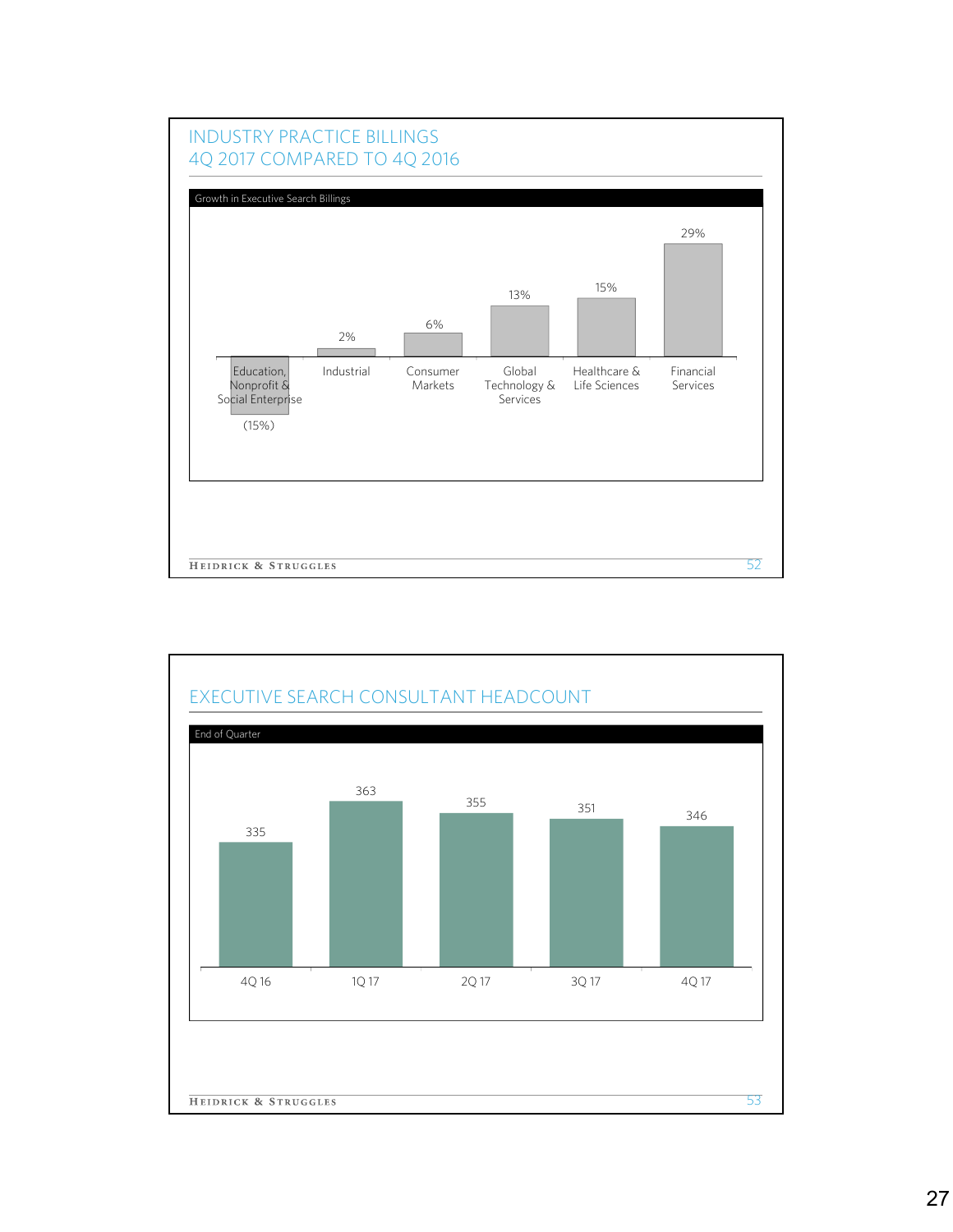## INDUSTRY PRACTICE BILLINGS
## 4Q 2017 COMPARED TO 4Q 2016

Growth in Executive Search Billings

| Industry | Growth |
|---|---|
| Education, Nonprofit & Social Enterprise | (15%) |
| Industrial | 2% |
| Consumer Markets | 6% |
| Global Technology & Services | 13% |
| Healthcare & Life Sciences | 15% |
| Financial Services | 29% |

## EXECUTIVE SEARCH CONSULTANT HEADCOUNT

End of Quarter

| 4Q 16 | 1Q 17 | 2Q 17 | 3Q 17 | 4Q 17 |
|---|---|---|---|---|
| 335 | 363 | 355 | 351 | 346 |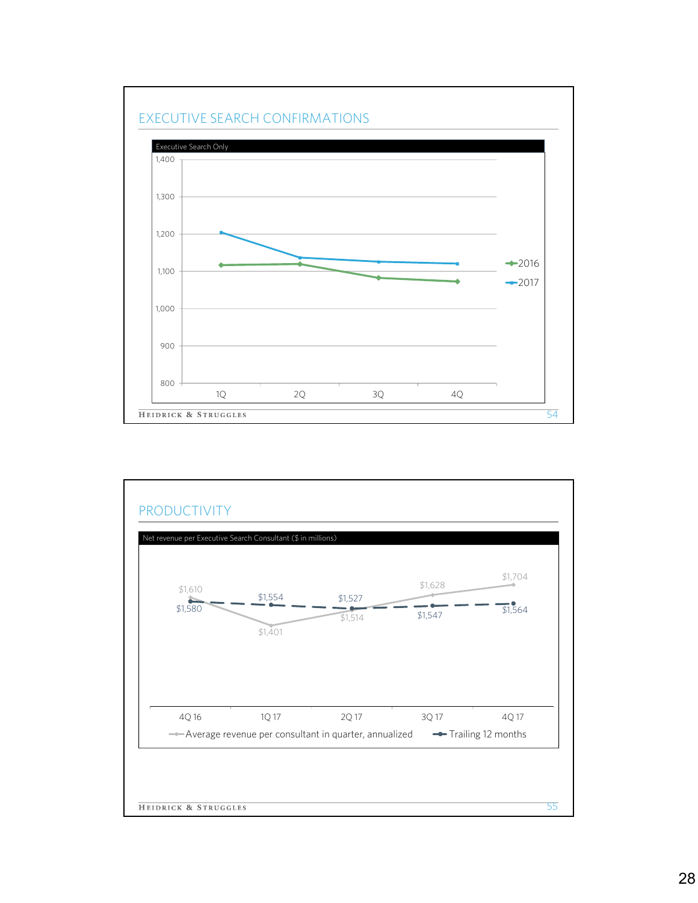## EXECUTIVE SEARCH CONFIRMATIONS

Executive Search Only

| | 1Q | 2Q | 3Q | 4Q |
|---|---|---|---|---|
| 2016 | | | | |
| 2017 | | | | |

## PRODUCTIVITY

Net revenue per Executive Search Consultant ($ in millions)

| | 4Q 16 | 1Q 17 | 2Q 17 | 3Q 17 | 4Q 17 |
|---|---|---|---|---|---|
| Average revenue per consultant in quarter, annualized | $1,610 | $1,401 | $1,514 | $1,628 | $1,704 |
| Trailing 12 months | $1,580 | $1,554 | $1,527 | $1,547 | $1,564 |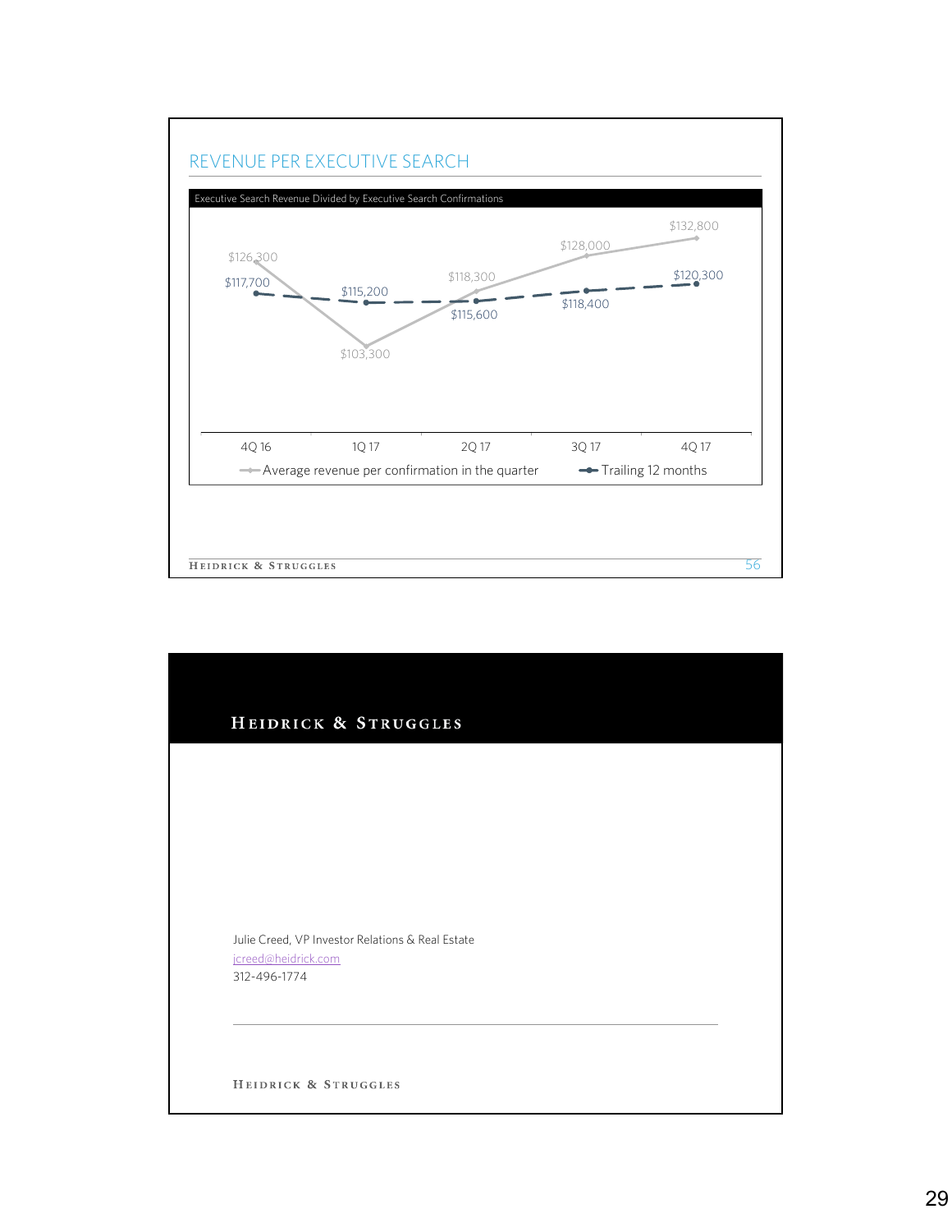## REVENUE PER EXECUTIVE SEARCH

Executive Search Revenue Divided by Executive Search Confirmations

$126,300
$117,700
$115,200
$103,300
$118,300
$115,600
$128,000
$118,400
$132,800
$120,300

4Q 16
1Q 17
2Q 17
3Q 17
4Q 17

Average revenue per confirmation in the quarter
Trailing 12 months

HEIDRICK & STRUGGLES

Julie Creed, VP Investor Relations & Real Estate
jcreed@heidrick.com
312-496-1774